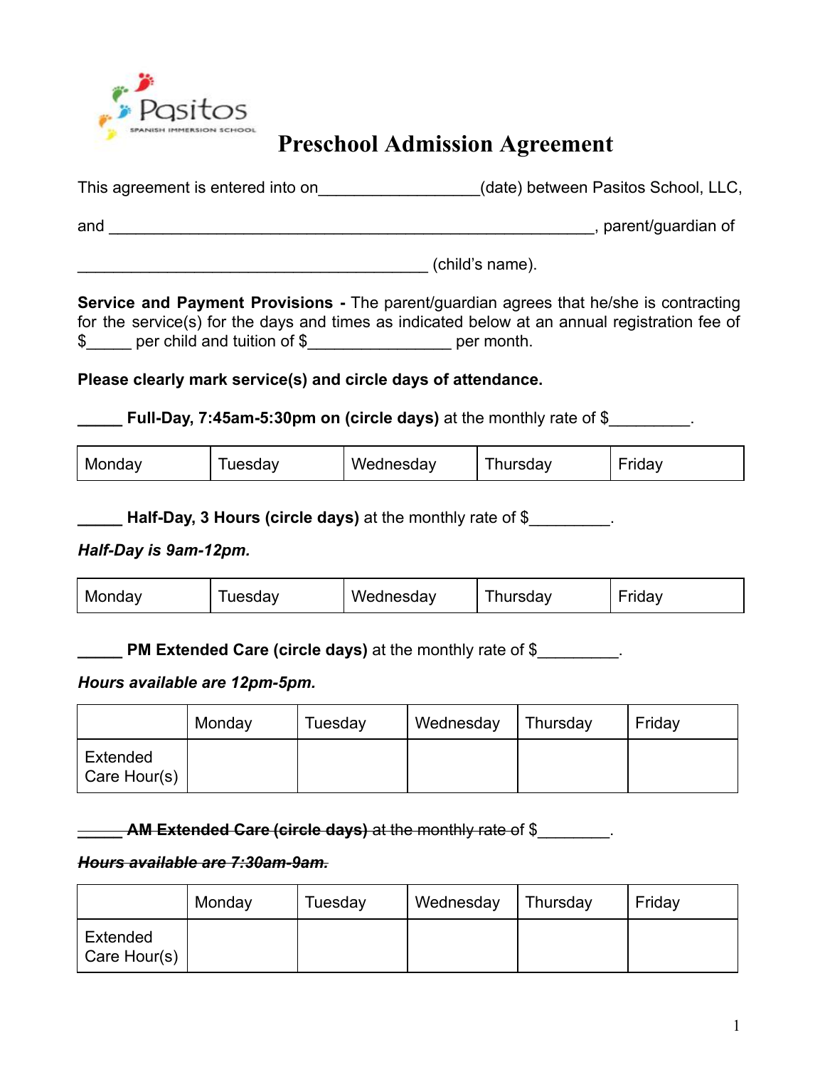# Preschool Admission Agreement

This agreement is entered into on__________________(date) between Pasitos School, LLC,

and ________________________________________________________, parent/guardian of

________________________________________ (child's name).

**Service and Payment Provisions -** The parent/guardian agrees that he/she is contracting for the service(s) for the days and times as indicated below at an annual registration fee of $_____ per child and tuition of $________________ per month.

**Please clearly mark service(s) and circle days of attendance.**

**_____ Full-Day, 7:45am-5:30pm on (circle days)** at the monthly rate of $_________.

| | | | | |
|---|---|---|---|---|
| Monday | Tuesday | Wednesday | Thursday | Friday |

**_____ Half-Day, 3 Hours (circle days)** at the monthly rate of $_________.

***Half-Day is 9am-12pm.***

| | | | | |
|---|---|---|---|---|
| Monday | Tuesday | Wednesday | Thursday | Friday |

**_____ PM Extended Care (circle days)** at the monthly rate of $_________.

***Hours available are 12pm-5pm.***

| | Monday | Tuesday | Wednesday | Thursday | Friday |
|---|---|---|---|---|---|
| Extended Care Hour(s) | | | | | |

~~_____ **AM Extended Care (circle days)** at the monthly rate of $~~________.

~~***Hours available are 7:30am-9am.***~~

| | Monday | Tuesday | Wednesday | Thursday | Friday |
|---|---|---|---|---|---|
| Extended Care Hour(s) | | | | | |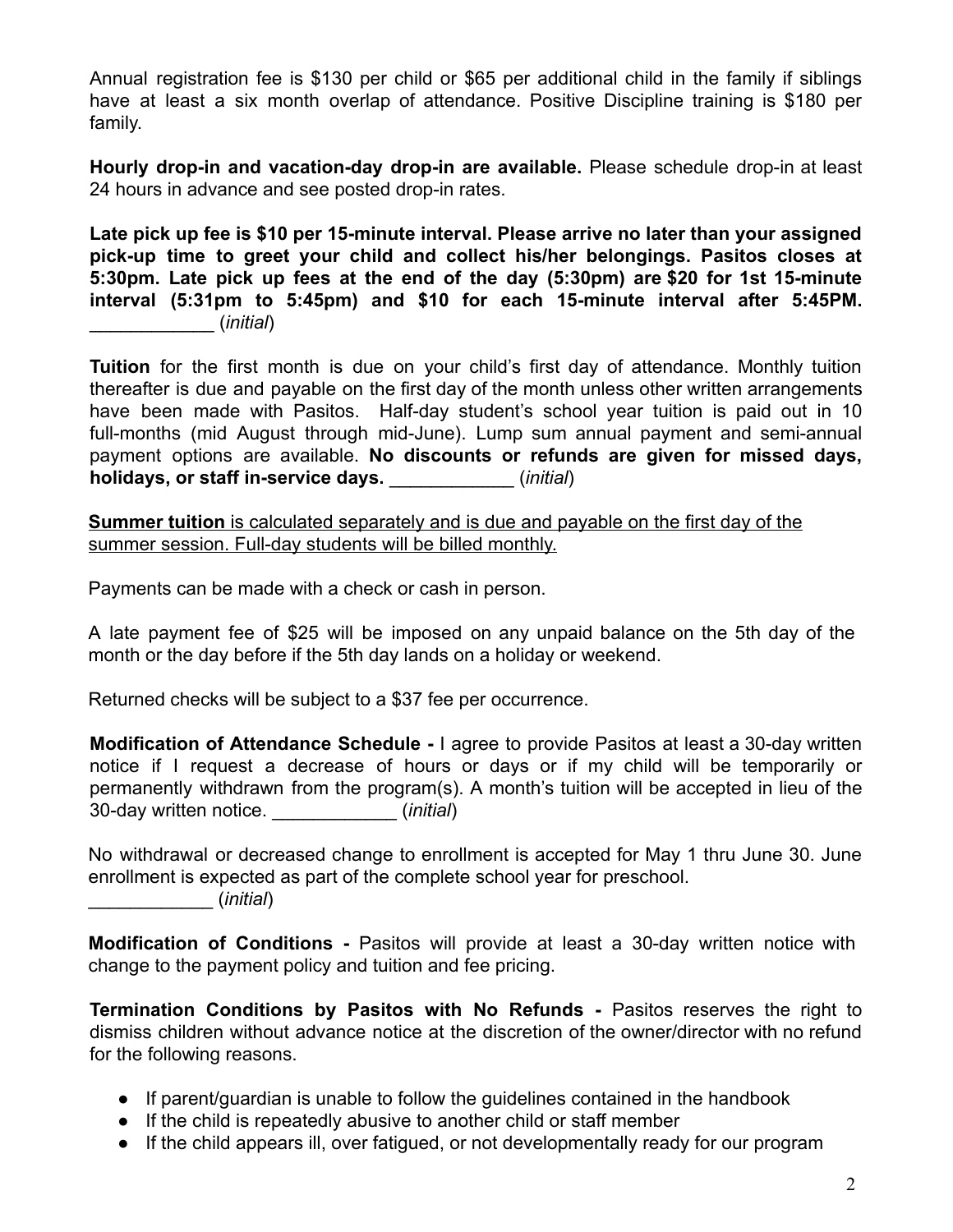Annual registration fee is $130 per child or $65 per additional child in the family if siblings have at least a six month overlap of attendance. Positive Discipline training is $180 per family.

**Hourly drop-in and vacation-day drop-in are available.** Please schedule drop-in at least 24 hours in advance and see posted drop-in rates.

**Late pick up fee is $10 per 15-minute interval. Please arrive no later than your assigned pick-up time to greet your child and collect his/her belongings. Pasitos closes at 5:30pm. Late pick up fees at the end of the day (5:30pm) are $20 for 1st 15-minute interval (5:31pm to 5:45pm) and $10 for each 15-minute interval after 5:45PM.** ____________ (*initial*)

**Tuition** for the first month is due on your child's first day of attendance. Monthly tuition thereafter is due and payable on the first day of the month unless other written arrangements have been made with Pasitos. Half-day student's school year tuition is paid out in 10 full-months (mid August through mid-June). Lump sum annual payment and semi-annual payment options are available. **No discounts or refunds are given for missed days, holidays, or staff in-service days.** ____________ (*initial*)

<u>**Summer tuition** is calculated separately and is due and payable on the first day of the summer session. Full-day students will be billed monthly.</u>

Payments can be made with a check or cash in person.

A late payment fee of $25 will be imposed on any unpaid balance on the 5th day of the month or the day before if the 5th day lands on a holiday or weekend.

Returned checks will be subject to a $37 fee per occurrence.

**Modification of Attendance Schedule -** I agree to provide Pasitos at least a 30-day written notice if I request a decrease of hours or days or if my child will be temporarily or permanently withdrawn from the program(s). A month's tuition will be accepted in lieu of the 30-day written notice. ____________ (*initial*)

No withdrawal or decreased change to enrollment is accepted for May 1 thru June 30. June enrollment is expected as part of the complete school year for preschool.
____________ (*initial*)

**Modification of Conditions -** Pasitos will provide at least a 30-day written notice with change to the payment policy and tuition and fee pricing.

**Termination Conditions by Pasitos with No Refunds -** Pasitos reserves the right to dismiss children without advance notice at the discretion of the owner/director with no refund for the following reasons.

- If parent/guardian is unable to follow the guidelines contained in the handbook
- If the child is repeatedly abusive to another child or staff member
- If the child appears ill, over fatigued, or not developmentally ready for our program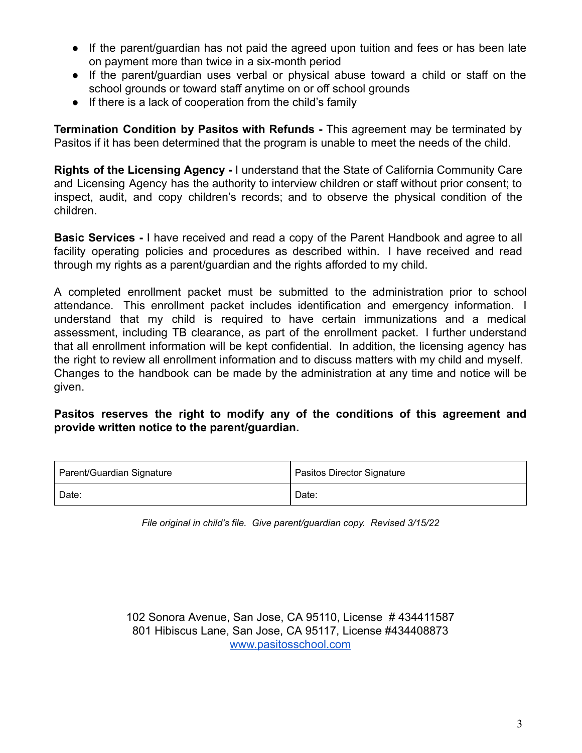- If the parent/guardian has not paid the agreed upon tuition and fees or has been late on payment more than twice in a six-month period
- If the parent/guardian uses verbal or physical abuse toward a child or staff on the school grounds or toward staff anytime on or off school grounds
- If there is a lack of cooperation from the child's family

**Termination Condition by Pasitos with Refunds -** This agreement may be terminated by Pasitos if it has been determined that the program is unable to meet the needs of the child.

**Rights of the Licensing Agency -** I understand that the State of California Community Care and Licensing Agency has the authority to interview children or staff without prior consent; to inspect, audit, and copy children's records; and to observe the physical condition of the children.

**Basic Services -** I have received and read a copy of the Parent Handbook and agree to all facility operating policies and procedures as described within. I have received and read through my rights as a parent/guardian and the rights afforded to my child.

A completed enrollment packet must be submitted to the administration prior to school attendance. This enrollment packet includes identification and emergency information. I understand that my child is required to have certain immunizations and a medical assessment, including TB clearance, as part of the enrollment packet. I further understand that all enrollment information will be kept confidential. In addition, the licensing agency has the right to review all enrollment information and to discuss matters with my child and myself. Changes to the handbook can be made by the administration at any time and notice will be given.

**Pasitos reserves the right to modify any of the conditions of this agreement and provide written notice to the parent/guardian.**

| | |
|---|---|
| Parent/Guardian Signature | Pasitos Director Signature |
| Date: | Date: |

*File original in child's file. Give parent/guardian copy. Revised 3/15/22*

102 Sonora Avenue, San Jose, CA 95110, License # 434411587
801 Hibiscus Lane, San Jose, CA 95117, License #434408873
[www.pasitosschool.com](http://www.pasitosschool.com)